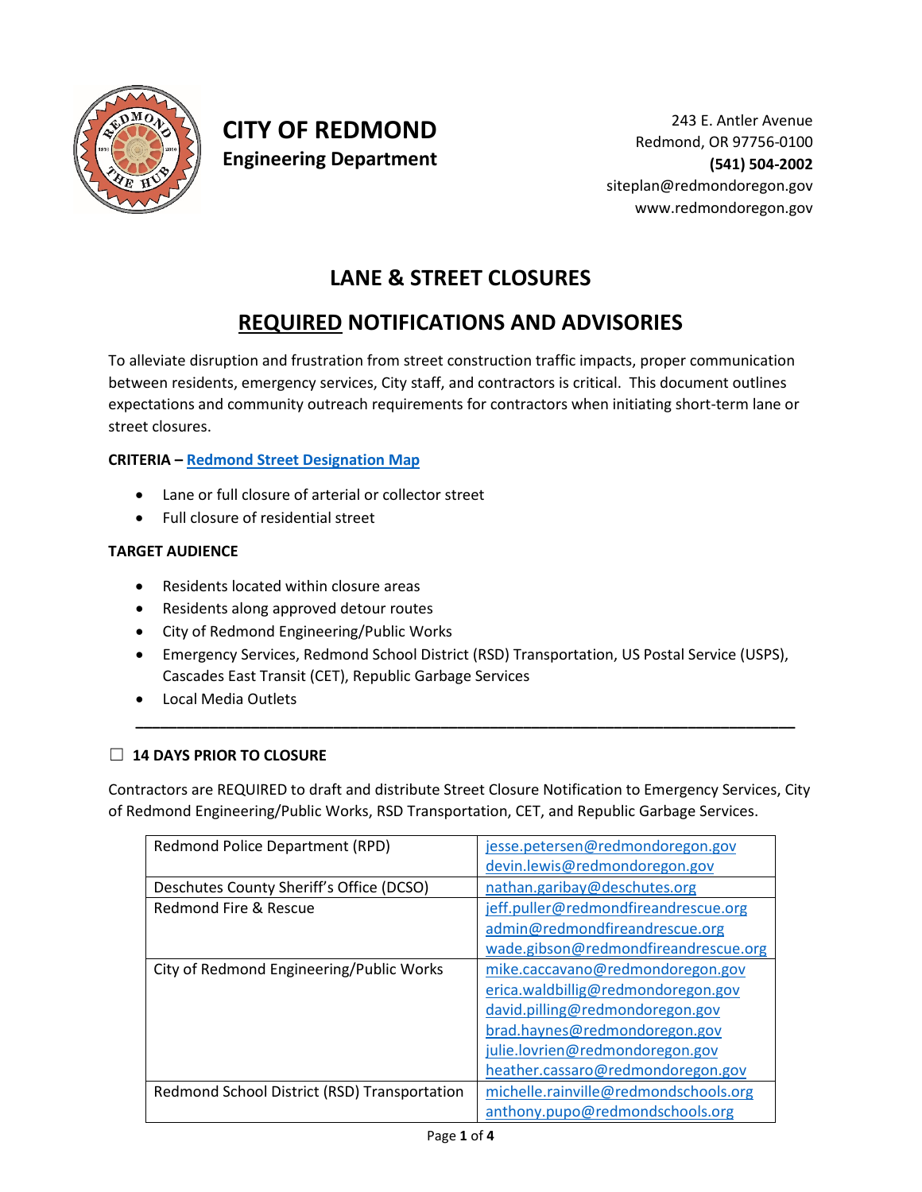# CITY OF REDMOND

**Engineering Department**

243 E. Antler Avenue
Redmond, OR 97756-0100
**(541) 504-2002**
siteplan@redmondoregon.gov
www.redmondoregon.gov

## LANE & STREET CLOSURES

## REQUIRED NOTIFICATIONS AND ADVISORIES

To alleviate disruption and frustration from street construction traffic impacts, proper communication between residents, emergency services, City staff, and contractors is critical. This document outlines expectations and community outreach requirements for contractors when initiating short-term lane or street closures.

**CRITERIA – Redmond Street Designation Map**

- Lane or full closure of arterial or collector street
- Full closure of residential street

**TARGET AUDIENCE**

- Residents located within closure areas
- Residents along approved detour routes
- City of Redmond Engineering/Public Works
- Emergency Services, Redmond School District (RSD) Transportation, US Postal Service (USPS), Cascades East Transit (CET), Republic Garbage Services
- Local Media Outlets

---

☐ **14 DAYS PRIOR TO CLOSURE**

Contractors are REQUIRED to draft and distribute Street Closure Notification to Emergency Services, City of Redmond Engineering/Public Works, RSD Transportation, CET, and Republic Garbage Services.

| Agency | Contact |
|---|---|
| Redmond Police Department (RPD) | jesse.petersen@redmondoregon.gov<br>devin.lewis@redmondoregon.gov |
| Deschutes County Sheriff's Office (DCSO) | nathan.garibay@deschutes.org |
| Redmond Fire & Rescue | jeff.puller@redmondfireandrescue.org<br>admin@redmondfireandrescue.org<br>wade.gibson@redmondfireandrescue.org |
| City of Redmond Engineering/Public Works | mike.caccavano@redmondoregon.gov<br>erica.waldbillig@redmondoregon.gov<br>david.pilling@redmondoregon.gov<br>brad.haynes@redmondoregon.gov<br>julie.lovrien@redmondoregon.gov<br>heather.cassaro@redmondoregon.gov |
| Redmond School District (RSD) Transportation | michelle.rainville@redmondschools.org<br>anthony.pupo@redmondschools.org |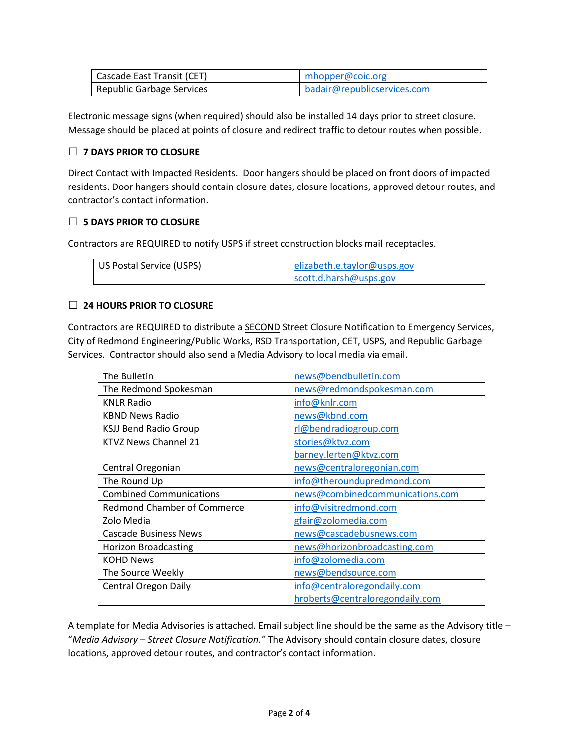| Cascade East Transit (CET) | mhopper@coic.org |
|---|---|
| Republic Garbage Services | badair@republicservices.com |

Electronic message signs (when required) should also be installed 14 days prior to street closure. Message should be placed at points of closure and redirect traffic to detour routes when possible.

### ☐ 7 DAYS PRIOR TO CLOSURE

Direct Contact with Impacted Residents. Door hangers should be placed on front doors of impacted residents. Door hangers should contain closure dates, closure locations, approved detour routes, and contractor's contact information.

### ☐ 5 DAYS PRIOR TO CLOSURE

Contractors are REQUIRED to notify USPS if street construction blocks mail receptacles.

| US Postal Service (USPS) | elizabeth.e.taylor@usps.gov<br>scott.d.harsh@usps.gov |
|---|---|

### ☐ 24 HOURS PRIOR TO CLOSURE

Contractors are REQUIRED to distribute a SECOND Street Closure Notification to Emergency Services, City of Redmond Engineering/Public Works, RSD Transportation, CET, USPS, and Republic Garbage Services. Contractor should also send a Media Advisory to local media via email.

| The Bulletin | news@bendbulletin.com |
|---|---|
| The Redmond Spokesman | news@redmondspokesman.com |
| KNLR Radio | info@knlr.com |
| KBND News Radio | news@kbnd.com |
| KSJJ Bend Radio Group | rl@bendradiogroup.com |
| KTVZ News Channel 21 | stories@ktvz.com<br>barney.lerten@ktvz.com |
| Central Oregonian | news@centraloregonian.com |
| The Round Up | info@theroundupredmond.com |
| Combined Communications | news@combinedcommunications.com |
| Redmond Chamber of Commerce | info@visitredmond.com |
| Zolo Media | gfair@zolomedia.com |
| Cascade Business News | news@cascadebusnews.com |
| Horizon Broadcasting | news@horizonbroadcasting.com |
| KOHD News | info@zolomedia.com |
| The Source Weekly | news@bendsource.com |
| Central Oregon Daily | info@centraloregondaily.com<br>hroberts@centraloregondaily.com |

A template for Media Advisories is attached. Email subject line should be the same as the Advisory title – "*Media Advisory – Street Closure Notification.*" The Advisory should contain closure dates, closure locations, approved detour routes, and contractor's contact information.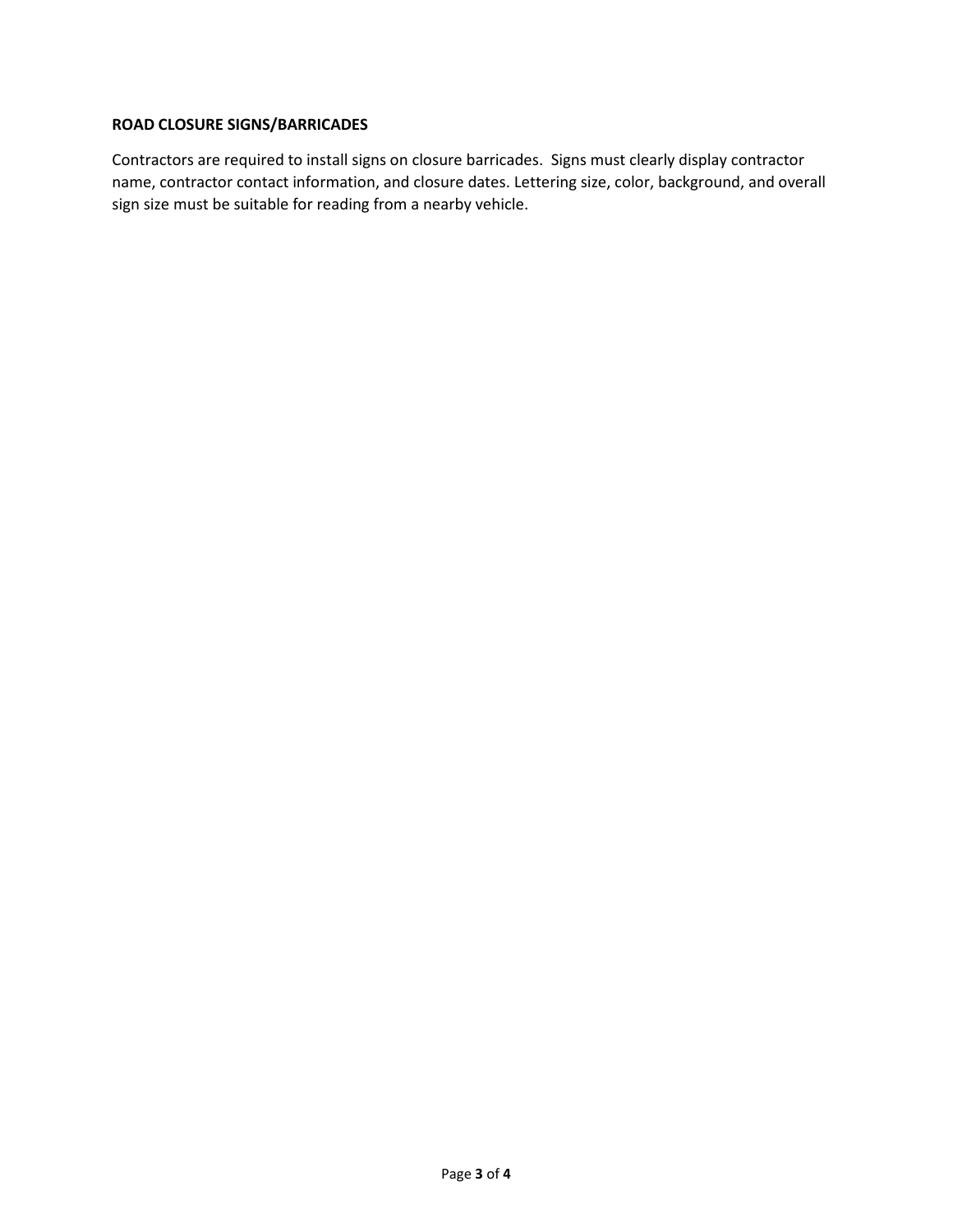**ROAD CLOSURE SIGNS/BARRICADES**

Contractors are required to install signs on closure barricades. Signs must clearly display contractor name, contractor contact information, and closure dates. Lettering size, color, background, and overall sign size must be suitable for reading from a nearby vehicle.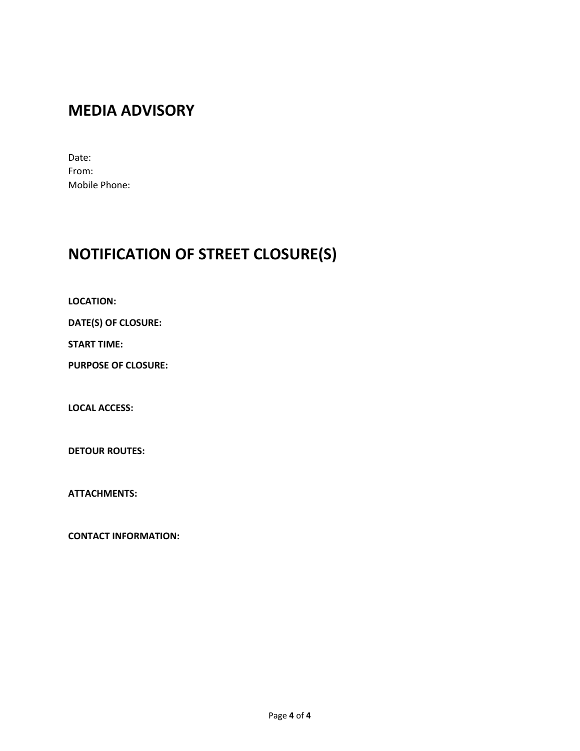# MEDIA ADVISORY

Date:
From:
Mobile Phone:

# NOTIFICATION OF STREET CLOSURE(S)

**LOCATION:**

**DATE(S) OF CLOSURE:**

**START TIME:**

**PURPOSE OF CLOSURE:**

**LOCAL ACCESS:**

**DETOUR ROUTES:**

**ATTACHMENTS:**

**CONTACT INFORMATION:**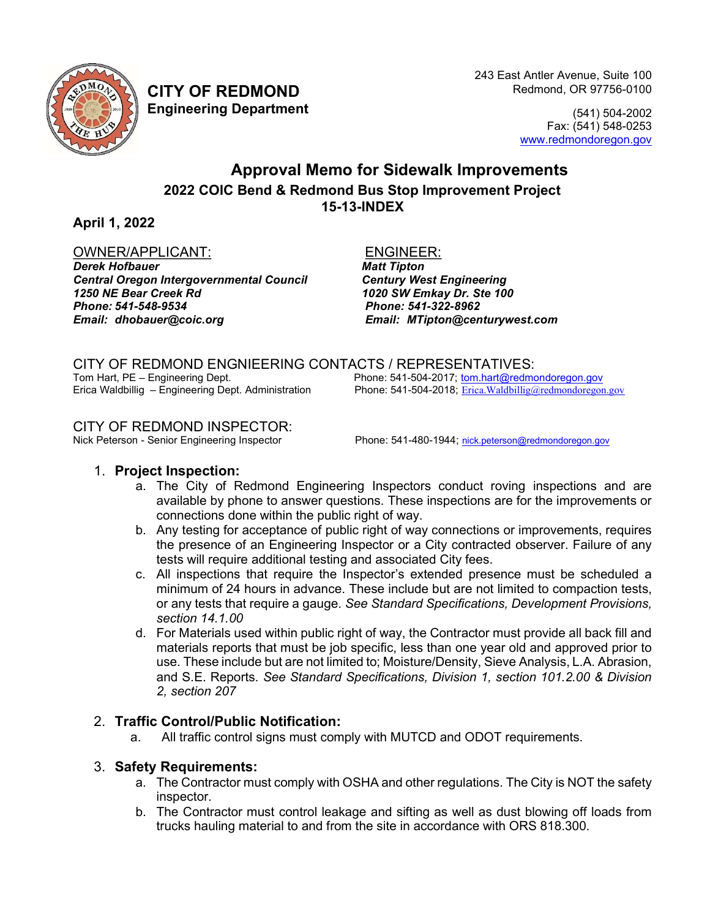**CITY OF REDMOND**
**Engineering Department**

243 East Antler Avenue, Suite 100
Redmond, OR 97756-0100

(541) 504-2002
Fax: (541) 548-0253
www.redmondoregon.gov

# Approval Memo for Sidewalk Improvements

## 2022 COIC Bend & Redmond Bus Stop Improvement Project
## 15-13-INDEX

**April 1, 2022**

OWNER/APPLICANT:
***Derek Hofbauer***
***Central Oregon Intergovernmental Council***
***1250 NE Bear Creek Rd***
***Phone: 541-548-9534***
***Email: dhobauer@coic.org***

ENGINEER:
***Matt Tipton***
***Century West Engineering***
***1020 SW Emkay Dr. Ste 100***
***Phone: 541-322-8962***
***Email: MTipton@centurywest.com***

CITY OF REDMOND ENGNIEERING CONTACTS / REPRESENTATIVES:
Tom Hart, PE – Engineering Dept. Phone: 541-504-2017; tom.hart@redmondoregon.gov
Erica Waldbillig – Engineering Dept. Administration Phone: 541-504-2018; Erica.Waldbillig@redmondoregon.gov

CITY OF REDMOND INSPECTOR:
Nick Peterson - Senior Engineering Inspector Phone: 541-480-1944; nick.peterson@redmondoregon.gov

1. **Project Inspection:**
   a. The City of Redmond Engineering Inspectors conduct roving inspections and are available by phone to answer questions. These inspections are for the improvements or connections done within the public right of way.
   b. Any testing for acceptance of public right of way connections or improvements, requires the presence of an Engineering Inspector or a City contracted observer. Failure of any tests will require additional testing and associated City fees.
   c. All inspections that require the Inspector's extended presence must be scheduled a minimum of 24 hours in advance. These include but are not limited to compaction tests, or any tests that require a gauge. *See Standard Specifications, Development Provisions, section 14.1.00*
   d. For Materials used within public right of way, the Contractor must provide all back fill and materials reports that must be job specific, less than one year old and approved prior to use. These include but are not limited to; Moisture/Density, Sieve Analysis, L.A. Abrasion, and S.E. Reports. *See Standard Specifications, Division 1, section 101.2.00 & Division 2, section 207*

2. **Traffic Control/Public Notification:**
   a. All traffic control signs must comply with MUTCD and ODOT requirements.

3. **Safety Requirements:**
   a. The Contractor must comply with OSHA and other regulations. The City is NOT the safety inspector.
   b. The Contractor must control leakage and sifting as well as dust blowing off loads from trucks hauling material to and from the site in accordance with ORS 818.300.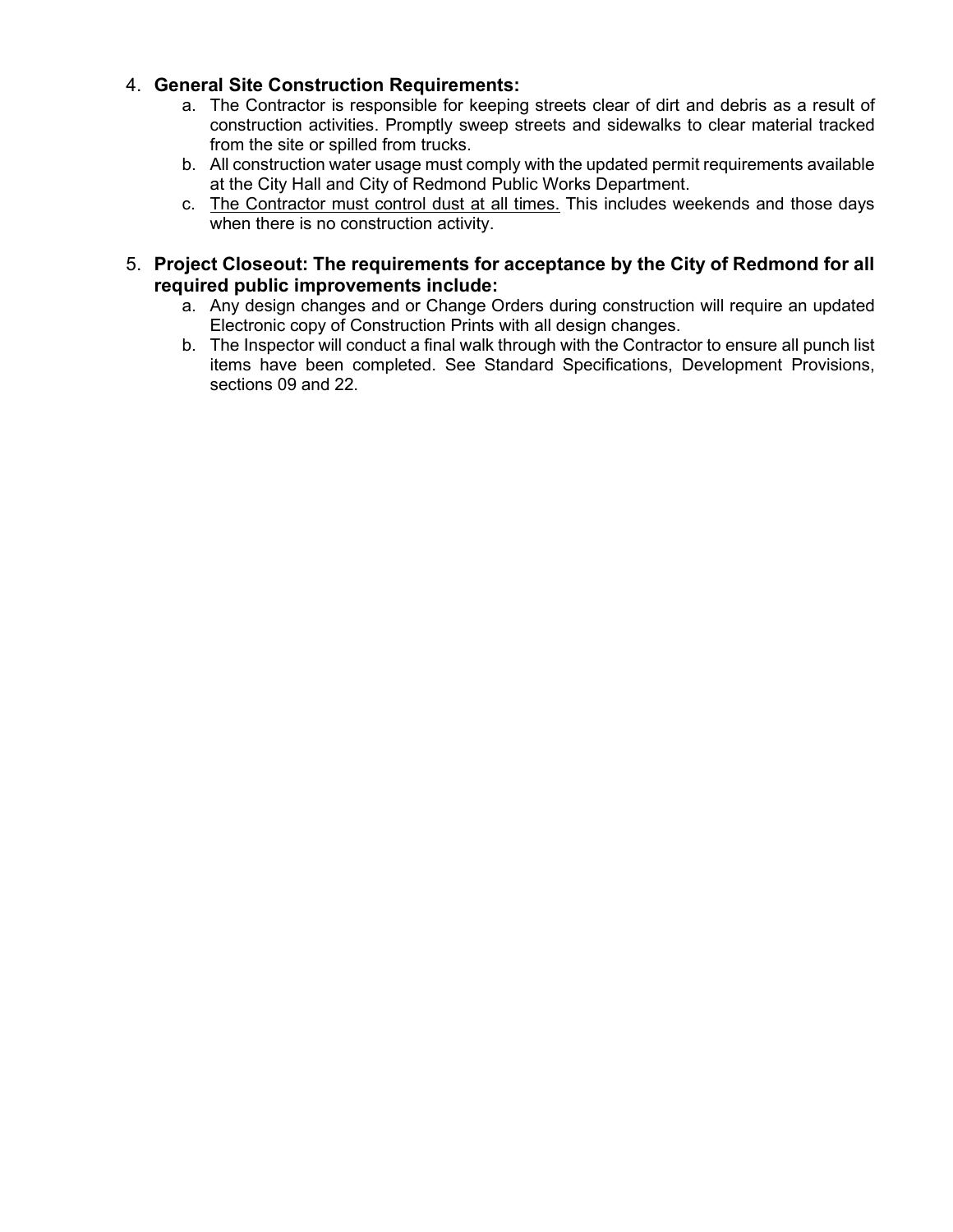4. **General Site Construction Requirements:**
    a. The Contractor is responsible for keeping streets clear of dirt and debris as a result of construction activities. Promptly sweep streets and sidewalks to clear material tracked from the site or spilled from trucks.
    b. All construction water usage must comply with the updated permit requirements available at the City Hall and City of Redmond Public Works Department.
    c. <u>The Contractor must control dust at all times.</u> This includes weekends and those days when there is no construction activity.

5. **Project Closeout: The requirements for acceptance by the City of Redmond for all required public improvements include:**
    a. Any design changes and or Change Orders during construction will require an updated Electronic copy of Construction Prints with all design changes.
    b. The Inspector will conduct a final walk through with the Contractor to ensure all punch list items have been completed. See Standard Specifications, Development Provisions, sections 09 and 22.